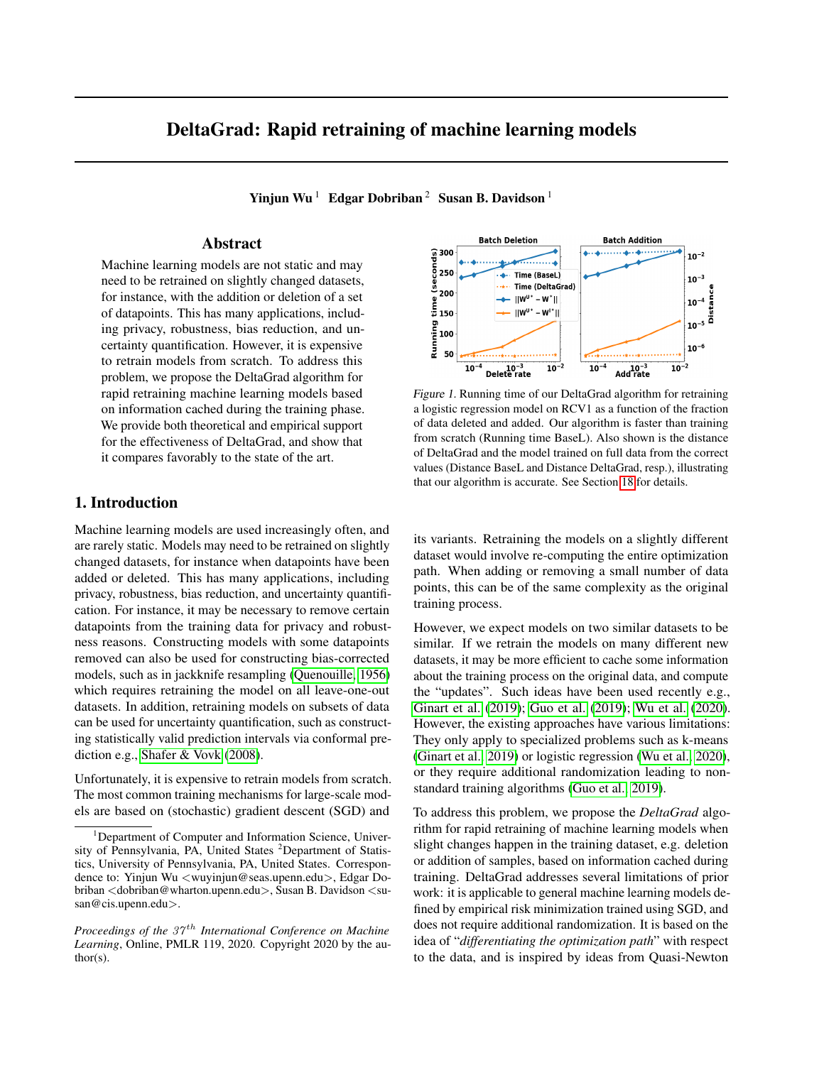# DeltaGrad: Rapid retraining of machine learning models

**Yinjun Wu** [1] **Edgar Dobriban** [2] **Susan B. Davidson** [1]

## Abstract

Machine learning models are not static and may need to be retrained on slightly changed datasets, for instance, with the addition or deletion of a set of datapoints. This has many applications, including privacy, robustness, bias reduction, and uncertainty quantification. However, it is expensive to retrain models from scratch. To address this problem, we propose the DeltaGrad algorithm for rapid retraining machine learning models based on information cached during the training phase. We provide both theoretical and empirical support for the effectiveness of DeltaGrad, and show that it compares favorably to the state of the art.

*Figure 1.* Running time of our DeltaGrad algorithm for retraining a logistic regression model on RCV1 as a function of the fraction of data deleted and added. Our algorithm is faster than training from scratch (Running time BaseL). Also shown is the distance of DeltaGrad and the model trained on full data from the correct values (Distance BaseL and Distance DeltaGrad, resp.), illustrating that our algorithm is accurate. See Section 18 for details.

## 1. Introduction

Machine learning models are used increasingly often, and are rarely static. Models may need to be retrained on slightly changed datasets, for instance when datapoints have been added or deleted. This has many applications, including privacy, robustness, bias reduction, and uncertainty quantification. For instance, it may be necessary to remove certain datapoints from the training data for privacy and robustness reasons. Constructing models with some datapoints removed can also be used for constructing bias-corrected models, such as in jackknife resampling (Quenouille, 1956) which requires retraining the model on all leave-one-out datasets. In addition, retraining models on subsets of data can be used for uncertainty quantification, such as constructing statistically valid prediction intervals via conformal prediction e.g., Shafer & Vovk (2008).

Unfortunately, it is expensive to retrain models from scratch. The most common training mechanisms for large-scale models are based on (stochastic) gradient descent (SGD) and its variants. Retraining the models on a slightly different dataset would involve re-computing the entire optimization path. When adding or removing a small number of data points, this can be of the same complexity as the original training process.

However, we expect models on two similar datasets to be similar. If we retrain the models on many different new datasets, it may be more efficient to cache some information about the training process on the original data, and compute the "updates". Such ideas have been used recently e.g., Ginart et al. (2019); Guo et al. (2019); Wu et al. (2020). However, the existing approaches have various limitations: They only apply to specialized problems such as k-means (Ginart et al., 2019) or logistic regression (Wu et al., 2020), or they require additional randomization leading to non-standard training algorithms (Guo et al., 2019).

To address this problem, we propose the *DeltaGrad* algorithm for rapid retraining of machine learning models when slight changes happen in the training dataset, e.g. deletion or addition of samples, based on information cached during training. DeltaGrad addresses several limitations of prior work: it is applicable to general machine learning models defined by empirical risk minimization trained using SGD, and does not require additional randomization. It is based on the idea of "*differentiating the optimization path*" with respect to the data, and is inspired by ideas from Quasi-Newton

---

[1] Department of Computer and Information Science, University of Pennsylvania, PA, United States [2] Department of Statistics, University of Pennsylvania, PA, United States. Correspondence to: Yinjun Wu <wuyinjun@seas.upenn.edu>, Edgar Dobriban <dobriban@wharton.upenn.edu>, Susan B. Davidson <susan@cis.upenn.edu>.

*Proceedings of the $37^{th}$ International Conference on Machine Learning*, Online, PMLR 119, 2020. Copyright 2020 by the author(s).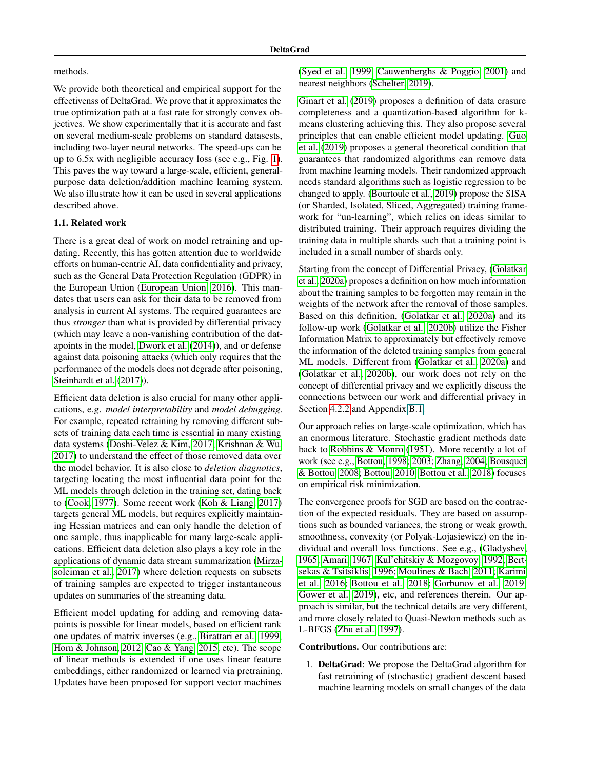methods.

We provide both theoretical and empirical support for the effectivenss of DeltaGrad. We prove that it approximates the true optimization path at a fast rate for strongly convex objectives. We show experimentally that it is accurate and fast on several medium-scale problems on standard datasests, including two-layer neural networks. The speed-ups can be up to 6.5x with negligible accuracy loss (see e.g., Fig. 1). This paves the way toward a large-scale, efficient, general-purpose data deletion/addition machine learning system. We also illustrate how it can be used in several applications described above.

### 1.1. Related work

There is a great deal of work on model retraining and updating. Recently, this has gotten attention due to worldwide efforts on human-centric AI, data confidentiality and privacy, such as the General Data Protection Regulation (GDPR) in the European Union (European Union, 2016). This mandates that users can ask for their data to be removed from analysis in current AI systems. The required guarantees are thus *stronger* than what is provided by differential privacy (which may leave a non-vanishing contribution of the datapoints in the model, Dwork et al. (2014)), and or defense against data poisoning attacks (which only requires that the performance of the models does not degrade after poisoning, Steinhardt et al. (2017)).

Efficient data deletion is also crucial for many other applications, e.g. *model interpretability* and *model debugging*. For example, repeated retraining by removing different subsets of training data each time is essential in many existing data systems (Doshi-Velez & Kim, 2017; Krishnan & Wu, 2017) to understand the effect of those removed data over the model behavior. It is also close to *deletion diagnostics*, targeting locating the most influential data point for the ML models through deletion in the training set, dating back to (Cook, 1977). Some recent work (Koh & Liang, 2017) targets general ML models, but requires explicitly maintaining Hessian matrices and can only handle the deletion of one sample, thus inapplicable for many large-scale applications. Efficient data deletion also plays a key role in the applications of dynamic data stream summarization (Mirzasoleiman et al., 2017) where deletion requests on subsets of training samples are expected to trigger instantaneous updates on summaries of the streaming data.

Efficient model updating for adding and removing datapoints is possible for linear models, based on efficient rank one updates of matrix inverses (e.g., Birattari et al., 1999; Horn & Johnson, 2012; Cao & Yang, 2015, etc). The scope of linear methods is extended if one uses linear feature embeddings, either randomized or learned via pretraining. Updates have been proposed for support vector machines (Syed et al., 1999; Cauwenberghs & Poggio, 2001) and nearest neighbors (Schelter, 2019).

Ginart et al. (2019) proposes a definition of data erasure completeness and a quantization-based algorithm for k-means clustering achieving this. They also propose several principles that can enable efficient model updating. Guo et al. (2019) proposes a general theoretical condition that guarantees that randomized algorithms can remove data from machine learning models. Their randomized approach needs standard algorithms such as logistic regression to be changed to apply. (Bourtoule et al., 2019) propose the SISA (or Sharded, Isolated, Sliced, Aggregated) training framework for "un-learning", which relies on ideas similar to distributed training. Their approach requires dividing the training data in multiple shards such that a training point is included in a small number of shards only.

Starting from the concept of Differential Privacy, (Golatkar et al., 2020a) proposes a definition on how much information about the training samples to be forgotten may remain in the weights of the network after the removal of those samples. Based on this definition, (Golatkar et al., 2020a) and its follow-up work (Golatkar et al., 2020b) utilize the Fisher Information Matrix to approximately but effectively remove the information of the deleted training samples from general ML models. Different from (Golatkar et al., 2020a) and (Golatkar et al., 2020b), our work does not rely on the concept of differential privacy and we explicitly discuss the connections between our work and differential privacy in Section 4.2.2 and Appendix B.1.

Our approach relies on large-scale optimization, which has an enormous literature. Stochastic gradient methods date back to Robbins & Monro (1951). More recently a lot of work (see e.g., Bottou, 1998; 2003; Zhang, 2004; Bousquet & Bottou, 2008; Bottou, 2010; Bottou et al., 2018) focuses on empirical risk minimization.

The convergence proofs for SGD are based on the contraction of the expected residuals. They are based on assumptions such as bounded variances, the strong or weak growth, smoothness, convexity (or Polyak-Lojasiewicz) on the individual and overall loss functions. See e.g., (Gladyshev, 1965; Amari, 1967; Kul'chitskiy & Mozgovoy, 1992; Bertsekas & Tsitsiklis, 1996; Moulines & Bach, 2011; Karimi et al., 2016; Bottou et al., 2018; Gorbunov et al., 2019; Gower et al., 2019), etc, and references therein. Our approach is similar, but the technical details are very different, and more closely related to Quasi-Newton methods such as L-BFGS (Zhu et al., 1997).

**Contributions.** Our contributions are:

1. **DeltaGrad**: We propose the DeltaGrad algorithm for fast retraining of (stochastic) gradient descent based machine learning models on small changes of the data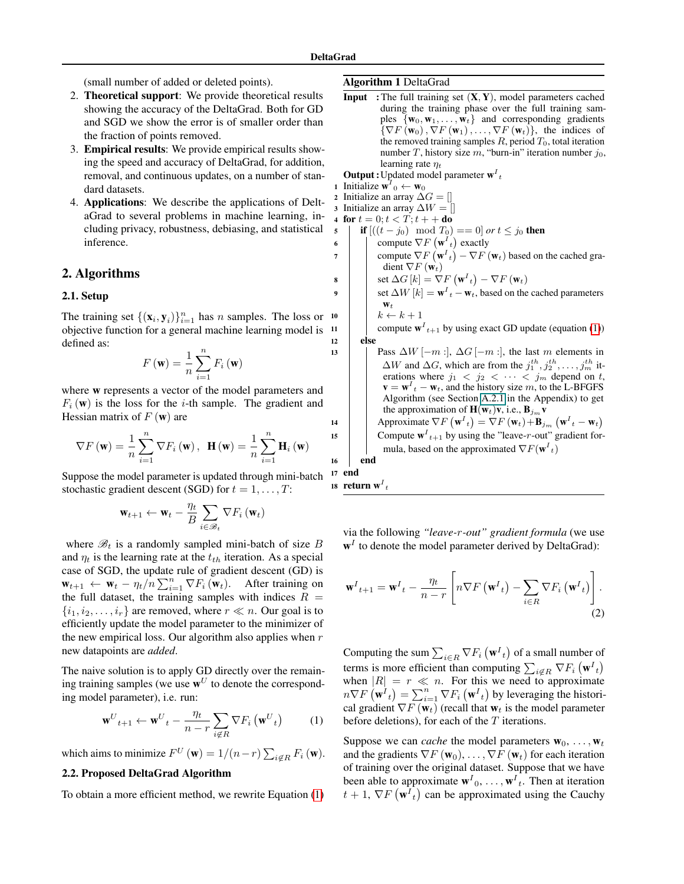(small number of added or deleted points).

2. **Theoretical support**: We provide theoretical results showing the accuracy of the DeltaGrad. Both for GD and SGD we show the error is of smaller order than the fraction of points removed.
3. **Empirical results**: We provide empirical results showing the speed and accuracy of DeltaGrad, for addition, removal, and continuous updates, on a number of standard datasets.
4. **Applications**: We describe the applications of DeltaGrad to several problems in machine learning, including privacy, robustness, debiasing, and statistical inference.

## 2. Algorithms

### 2.1. Setup

The training set $\{(\mathbf{x}_i, \mathbf{y}_i)\}_{i=1}^n$ has $n$ samples. The loss or objective function for a general machine learning model is defined as:

$$F(\mathbf{w}) = \frac{1}{n}\sum_{i=1}^{n} F_i(\mathbf{w})$$

where $\mathbf{w}$ represents a vector of the model parameters and $F_i(\mathbf{w})$ is the loss for the $i$-th sample. The gradient and Hessian matrix of $F(\mathbf{w})$ are

$$\nabla F(\mathbf{w}) = \frac{1}{n}\sum_{i=1}^{n} \nabla F_i(\mathbf{w}), \quad \mathbf{H}(\mathbf{w}) = \frac{1}{n}\sum_{i=1}^{n} \mathbf{H}_i(\mathbf{w})$$

Suppose the model parameter is updated through mini-batch stochastic gradient descent (SGD) for $t = 1, \ldots, T$:

$$\mathbf{w}_{t+1} \leftarrow \mathbf{w}_t - \frac{\eta_t}{B}\sum_{i\in\mathscr{B}_t} \nabla F_i(\mathbf{w}_t)$$

where $\mathscr{B}_t$ is a randomly sampled mini-batch of size $B$ and $\eta_t$ is the learning rate at the $t_{th}$ iteration. As a special case of SGD, the update rule of gradient descent (GD) is $\mathbf{w}_{t+1} \leftarrow \mathbf{w}_t - \eta_t/n\sum_{i=1}^{n}\nabla F_i(\mathbf{w}_t)$. After training on the full dataset, the training samples with indices $R = \{i_1, i_2, \ldots, i_r\}$ are removed, where $r \ll n$. Our goal is to efficiently update the model parameter to the minimizer of the new empirical loss. Our algorithm also applies when $r$ new datapoints are *added*.

The naive solution is to apply GD directly over the remaining training samples (we use $\mathbf{w}^U$ to denote the corresponding model parameter), i.e. run:

$$\mathbf{w}^U{}_{t+1} \leftarrow \mathbf{w}^U{}_t - \frac{\eta_t}{n-r}\sum_{i\notin R}\nabla F_i\left(\mathbf{w}^U{}_t\right) \tag{1}$$

which aims to minimize $F^U(\mathbf{w}) = 1/(n-r)\sum_{i\notin R} F_i(\mathbf{w})$.

### 2.2. Proposed DeltaGrad Algorithm

To obtain a more efficient method, we rewrite Equation (1) via the following *"leave-r-out" gradient formula* (we use $\mathbf{w}^I$ to denote the model parameter derived by DeltaGrad):

$$\mathbf{w}^I{}_{t+1} = \mathbf{w}^I{}_t - \frac{\eta_t}{n-r}\left[n\nabla F\left(\mathbf{w}^I{}_t\right) - \sum_{i\in R}\nabla F_i\left(\mathbf{w}^I{}_t\right)\right]. \tag{2}$$

**Algorithm 1** DeltaGrad

**Input:** The full training set $(\mathbf{X}, \mathbf{Y})$, model parameters cached during the training phase over the full training samples $\{\mathbf{w}_0, \mathbf{w}_1, \ldots, \mathbf{w}_t\}$ and corresponding gradients $\{\nabla F(\mathbf{w}_0), \nabla F(\mathbf{w}_1), \ldots, \nabla F(\mathbf{w}_t)\}$, the indices of the removed training samples $R$, period $T_0$, total iteration number $T$, history size $m$, "burn-in" iteration number $j_0$, learning rate $\eta_t$

**Output:** Updated model parameter $\mathbf{w}^I{}_t$

```
1  Initialize w^I_0 ← w_0
2  Initialize an array ΔG = []
3  Initialize an array ΔW = []
4  for t = 0; t < T; t++ do
5      if [((t − j0) mod T0) == 0] or t ≤ j0 then
6          compute ∇F(w^I_t) exactly
7          compute ∇F(w^I_t) − ∇F(w_t) based on the cached gradient ∇F(w_t)
8          set ΔG[k] = ∇F(w^I_t) − ∇F(w_t)
9          set ΔW[k] = w^I_t − w_t, based on the cached parameters w_t
10         k ← k + 1
11         compute w^I_{t+1} by using exact GD update (equation (1))
12     else
13         Pass ΔW[−m :], ΔG[−m :], the last m elements in ΔW and ΔG, which are from the
           j_1^th, j_2^th, ..., j_m^th iterations where j_1 < j_2 < ··· < j_m depend on t,
           v = w^I_t − w_t, and the history size m, to the L-BFGFS Algorithm (see Section A.2.1
           in the Appendix) to get the approximation of H(w_t)v, i.e., B_{j_m} v
14         Approximate ∇F(w^I_t) = ∇F(w_t) + B_{j_m}(w^I_t − w_t)
15         Compute w^I_{t+1} by using the "leave-r-out" gradient formula, based on the
           approximated ∇F(w^I_t)
16     end
17 end
18 return w^I_t
```

Computing the sum $\sum_{i\in R}\nabla F_i\left(\mathbf{w}^I{}_t\right)$ of a small number of terms is more efficient than computing $\sum_{i\notin R}\nabla F_i\left(\mathbf{w}^I{}_t\right)$ when $|R| = r \ll n$. For this we need to approximate $n\nabla F\left(\mathbf{w}^I{}_t\right) = \sum_{i=1}^{n}\nabla F_i\left(\mathbf{w}^I{}_t\right)$ by leveraging the historical gradient $\nabla F(\mathbf{w}_t)$ (recall that $\mathbf{w}_t$ is the model parameter before deletions), for each of the $T$ iterations.

Suppose we can *cache* the model parameters $\mathbf{w}_0, \ldots, \mathbf{w}_t$ and the gradients $\nabla F(\mathbf{w}_0), \ldots, \nabla F(\mathbf{w}_t)$ for each iteration of training over the original dataset. Suppose that we have been able to approximate $\mathbf{w}^I{}_0, \ldots, \mathbf{w}^I{}_t$. Then at iteration $t+1$, $\nabla F\left(\mathbf{w}^I{}_t\right)$ can be approximated using the Cauchy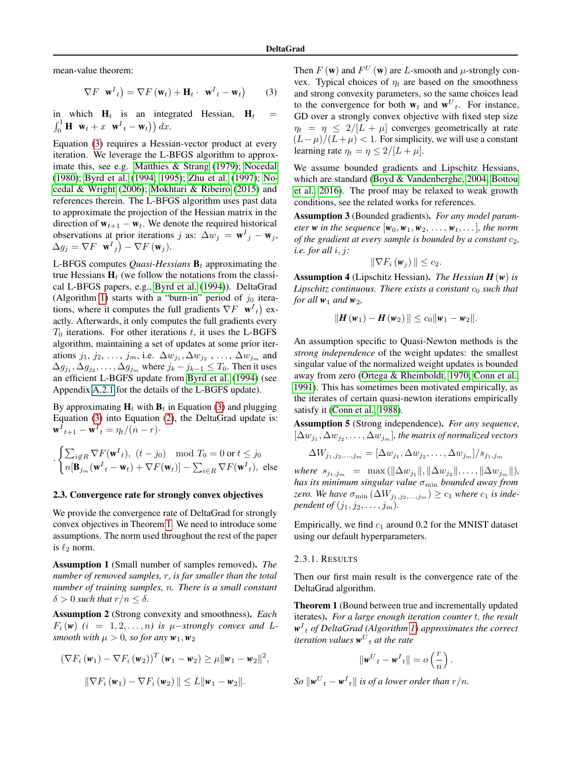mean-value theorem:

$$\nabla F\left(\mathbf{w}^I{}_t\right) = \nabla F\left(\mathbf{w}_t\right) + \mathbf{H}_t \cdot \left(\mathbf{w}^I{}_t - \mathbf{w}_t\right) \tag{3}$$

in which $\mathbf{H}_t$ is an integrated Hessian, $\mathbf{H}_t = \int_0^1 \mathbf{H}\left(\mathbf{w}_t + x\left(\mathbf{w}^I{}_t - \mathbf{w}_t\right)\right) dx$.

Equation (3) requires a Hessian-vector product at every iteration. We leverage the L-BFGS algorithm to approximate this, see e.g. Matthies & Strang (1979); Nocedal (1980); Byrd et al. (1994; 1995); Zhu et al. (1997); Nocedal & Wright (2006); Mokhtari & Ribeiro (2015) and references therein. The L-BFGS algorithm uses past data to approximate the projection of the Hessian matrix in the direction of $\mathbf{w}_{t+1} - \mathbf{w}_t$. We denote the required historical observations at prior iterations $j$ as: $\Delta w_j = \mathbf{w}^I{}_j - \mathbf{w}_j$, $\Delta g_j = \nabla F\left(\mathbf{w}^I{}_j\right) - \nabla F\left(\mathbf{w}_j\right)$.

L-BFGS computes *Quasi-Hessians* $\mathbf{B}_t$ approximating the true Hessians $\mathbf{H}_t$ (we follow the notations from the classical L-BFGS papers, e.g., Byrd et al. (1994)). DeltaGrad (Algorithm 1) starts with a "burn-in" period of $j_0$ iterations, where it computes the full gradients $\nabla F\left(\mathbf{w}^I{}_t\right)$ exactly. Afterwards, it only computes the full gradients every $T_0$ iterations. For other iterations $t$, it uses the L-BGFS algorithm, maintaining a set of updates at some prior iterations $j_1, j_2, \ldots, j_m$, i.e. $\Delta w_{j_1}, \Delta w_{j_2}, \ldots, \Delta w_{j_m}$ and $\Delta g_{j_1}, \Delta g_{j_2}, \ldots, \Delta g_{j_m}$ where $j_k - j_{k-1} \le T_0$. Then it uses an efficient L-BGFS update from Byrd et al. (1994) (see Appendix A.2.1 for the details of the L-BGFS update).

By approximating $\mathbf{H}_t$ with $\mathbf{B}_t$ in Equation (3) and plugging Equation (3) into Equation (2), the DeltaGrad update is: $\mathbf{w}^I{}_{t+1} - \mathbf{w}^I{}_t = \eta_t/(n-r)\cdot$

$$\cdot\begin{cases} \sum_{i \notin R} \nabla F(\mathbf{w}^I{}_t), \ (t - j_0) \mod T_0 = 0 \text{ or } t \le j_0 \\ n[\mathbf{B}_{j_m}(\mathbf{w}^I{}_t - \mathbf{w}_t) + \nabla F(\mathbf{w}_t)] - \sum_{i \in R} \nabla F(\mathbf{w}^I{}_t), \ \text{else} \end{cases}$$

### 2.3. Convergence rate for strongly convex objectives

We provide the convergence rate of DeltaGrad for strongly convex objectives in Theorem 1. We need to introduce some assumptions. The norm used throughout the rest of the paper is $\ell_2$ norm.

**Assumption 1** (Small number of samples removed)**.** *The number of removed samples, $r$, is far smaller than the total number of training samples, $n$. There is a small constant $\delta > 0$ such that $r/n \le \delta$.*

**Assumption 2** (Strong convexity and smoothness)**.** *Each $F_i(\boldsymbol{w})$ $(i = 1, 2, \ldots, n)$ is $\mu-$strongly convex and $L$-smooth with $\mu > 0$, so for any $\boldsymbol{w}_1, \boldsymbol{w}_2$*

$$\left(\nabla F_i\left(\boldsymbol{w}_1\right) - \nabla F_i\left(\boldsymbol{w}_2\right)\right)^T \left(\boldsymbol{w}_1 - \boldsymbol{w}_2\right) \ge \mu \|\boldsymbol{w}_1 - \boldsymbol{w}_2\|^2,$$

$$\|\nabla F_i\left(\boldsymbol{w}_1\right) - \nabla F_i\left(\boldsymbol{w}_2\right)\| \le L\|\boldsymbol{w}_1 - \boldsymbol{w}_2\|.$$

Then $F(\mathbf{w})$ and $F^U(\mathbf{w})$ are $L$-smooth and $\mu$-strongly convex. Typical choices of $\eta_t$ are based on the smoothness and strong convexity parameters, so the same choices lead to the convergence for both $\mathbf{w}_t$ and $\mathbf{w}^U{}_t$. For instance, GD over a strongly convex objective with fixed step size $\eta_t = \eta \le 2/[L + \mu]$ converges geometrically at rate $(L-\mu)/(L+\mu) < 1$. For simplicity, we will use a constant learning rate $\eta_t = \eta \le 2/[L + \mu]$.

We assume bounded gradients and Lipschitz Hessians, which are standard (Boyd & Vandenberghe, 2004; Bottou et al., 2016). The proof may be relaxed to weak growth conditions, see the related works for references.

**Assumption 3** (Bounded gradients)**.** *For any model parameter $\boldsymbol{w}$ in the sequence $[\boldsymbol{w}_0, \boldsymbol{w}_1, \boldsymbol{w}_2, \ldots, \boldsymbol{w}_t, \ldots]$, the norm of the gradient at every sample is bounded by a constant $c_2$, i.e. for all $i, j$:*

$$\|\nabla F_i\left(\boldsymbol{w}_j\right)\| \le c_2.$$

**Assumption 4** (Lipschitz Hessian)**.** *The Hessian $\boldsymbol{H}(\boldsymbol{w})$ is Lipschitz continuous. There exists a constant $c_0$ such that for all $\boldsymbol{w}_1$ and $\boldsymbol{w}_2$,*

$$\|\boldsymbol{H}\left(\boldsymbol{w}_1\right) - \boldsymbol{H}\left(\boldsymbol{w}_2\right)\| \le c_0\|\boldsymbol{w}_1 - \boldsymbol{w}_2\|.$$

An assumption specific to Quasi-Newton methods is the *strong independence* of the weight updates: the smallest singular value of the normalized weight updates is bounded away from zero (Ortega & Rheinboldt, 1970; Conn et al., 1991). This has sometimes been motivated empirically, as the iterates of certain quasi-newton iterations empirically satisfy it (Conn et al., 1988).

**Assumption 5** (Strong independence)**.** *For any sequence, $[\Delta w_{j_1}, \Delta w_{j_2}, \ldots, \Delta w_{j_m}]$, the matrix of normalized vectors*

$$\Delta W_{j_1, j_2, \ldots, j_m} = [\Delta w_{j_1}, \Delta w_{j_2}, \ldots, \Delta w_{j_m}]/s_{j_1, j_m}$$

*where $s_{j_1, j_m} = \max\left(\|\Delta w_{j_1}\|, \|\Delta w_{j_2}\|, \ldots, \|\Delta w_{j_m}\|\right)$, has its minimum singular value $\sigma_{\min}$ bounded away from zero. We have $\sigma_{\min}\left(\Delta W_{j_1, j_2, \ldots, j_m}\right) \ge c_1$ where $c_1$ is independent of $(j_1, j_2, \ldots, j_m)$.*

Empirically, we find $c_1$ around 0.2 for the MNIST dataset using our default hyperparameters.

#### 2.3.1. RESULTS

Then our first main result is the convergence rate of the DeltaGrad algorithm.

**Theorem 1** (Bound between true and incrementally updated iterates)**.** *For a large enough iteration counter $t$, the result $\boldsymbol{w}^I{}_t$ of DeltaGrad (Algorithm 1) approximates the correct iteration values $\boldsymbol{w}^U{}_t$ at the rate*

$$\|\boldsymbol{w}^U{}_t - \boldsymbol{w}^I{}_t\| = o\left(\frac{r}{n}\right).$$

*So $\|\boldsymbol{w}^U{}_t - \boldsymbol{w}^I{}_t\|$ is of a lower order than $r/n$.*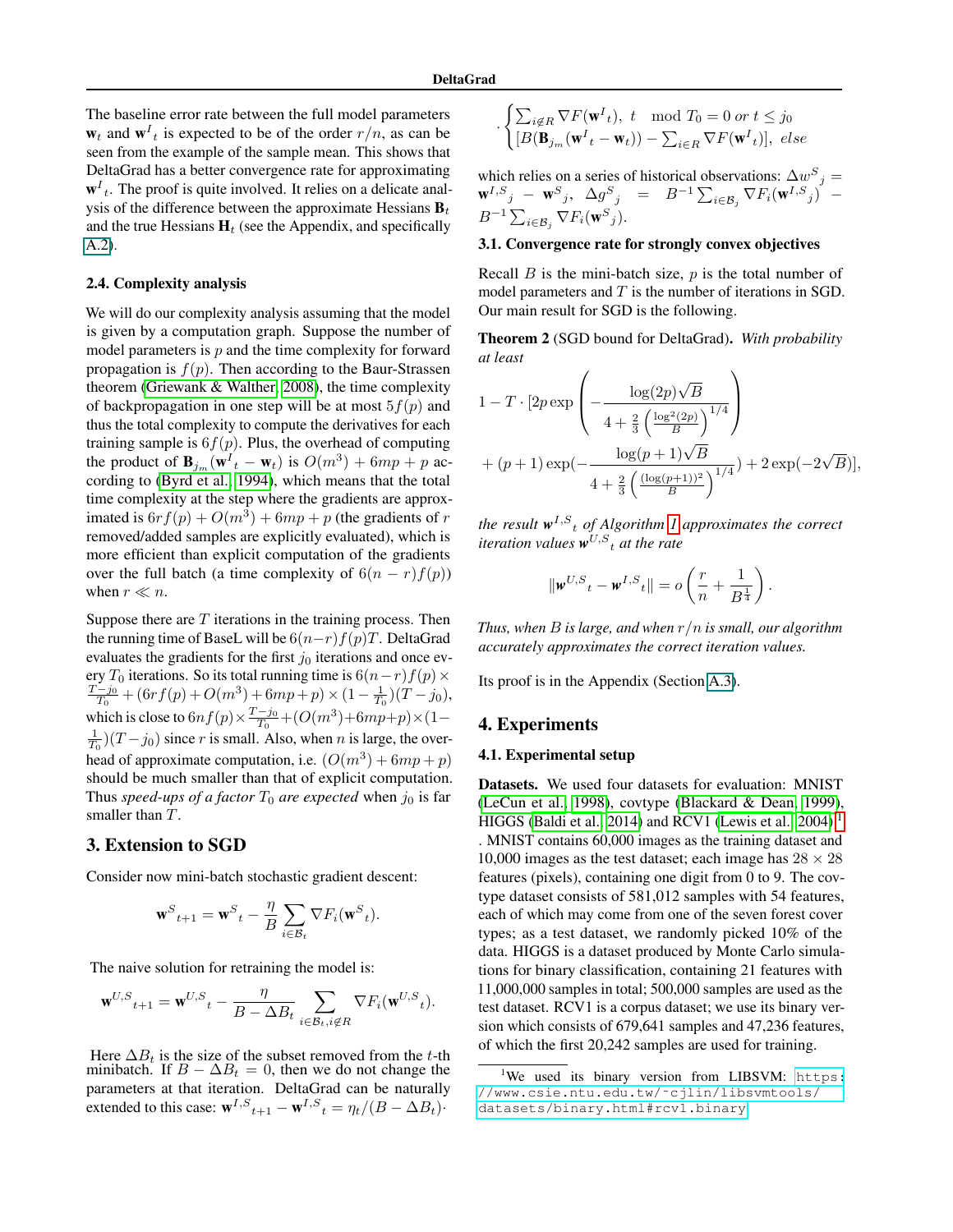The baseline error rate between the full model parameters $\mathbf{w}_t$ and $\mathbf{w}^I{}_t$ is expected to be of the order $r/n$, as can be seen from the example of the sample mean. This shows that DeltaGrad has a better convergence rate for approximating $\mathbf{w}^I{}_t$. The proof is quite involved. It relies on a delicate analysis of the difference between the approximate Hessians $\mathbf{B}_t$ and the true Hessians $\mathbf{H}_t$ (see the Appendix, and specifically A.2).

### 2.4. Complexity analysis

We will do our complexity analysis assuming that the model is given by a computation graph. Suppose the number of model parameters is $p$ and the time complexity for forward propagation is $f(p)$. Then according to the Baur-Strassen theorem (Griewank & Walther, 2008), the time complexity of backpropagation in one step will be at most $5f(p)$ and thus the total complexity to compute the derivatives for each training sample is $6f(p)$. Plus, the overhead of computing the product of $\mathbf{B}_{j_m}(\mathbf{w}^I{}_t - \mathbf{w}_t)$ is $O(m^3) + 6mp + p$ according to (Byrd et al., 1994), which means that the total time complexity at the step where the gradients are approximated is $6rf(p) + O(m^3) + 6mp + p$ (the gradients of $r$ removed/added samples are explicitly evaluated), which is more efficient than explicit computation of the gradients over the full batch (a time complexity of $6(n-r)f(p)$) when $r \ll n$.

Suppose there are $T$ iterations in the training process. Then the running time of BaseL will be $6(n-r)f(p)T$. DeltaGrad evaluates the gradients for the first $j_0$ iterations and once every $T_0$ iterations. So its total running time is $6(n-r)f(p) \times \frac{T-j_0}{T_0} + (6rf(p) + O(m^3) + 6mp + p) \times (1 - \frac{1}{T_0})(T - j_0)$, which is close to $6nf(p) \times \frac{T-j_0}{T_0} + (O(m^3) + 6mp + p) \times (1 - \frac{1}{T_0})(T - j_0)$ since $r$ is small. Also, when $n$ is large, the overhead of approximate computation, i.e. $(O(m^3) + 6mp + p)$ should be much smaller than that of explicit computation. Thus *speed-ups of a factor* $T_0$ *are expected* when $j_0$ is far smaller than $T$.

## 3. Extension to SGD

Consider now mini-batch stochastic gradient descent:

$$\mathbf{w}^S{}_{t+1} = \mathbf{w}^S{}_t - \frac{\eta}{B} \sum_{i \in \mathcal{B}_t} \nabla F_i(\mathbf{w}^S{}_t).$$

The naive solution for retraining the model is:

$$\mathbf{w}^{U,S}{}_{t+1} = \mathbf{w}^{U,S}{}_t - \frac{\eta}{B - \Delta B_t} \sum_{i \in \mathcal{B}_t, i \notin R} \nabla F_i(\mathbf{w}^{U,S}{}_t).$$

Here $\Delta B_t$ is the size of the subset removed from the $t$-th minibatch. If $B - \Delta B_t = 0$, then we do not change the parameters at that iteration. DeltaGrad can be naturally extended to this case: $\mathbf{w}^{I,S}{}_{t+1} - \mathbf{w}^{I,S}{}_t = \eta_t/(B - \Delta B_t) \cdot$

$$\cdot \begin{cases} \sum_{i \notin R} \nabla F(\mathbf{w}^I{}_t), \ t \mod T_0 = 0 \ or \ t \le j_0 \\ [B(\mathbf{B}_{j_m}(\mathbf{w}^I{}_t - \mathbf{w}_t)) - \sum_{i \in R} \nabla F(\mathbf{w}^I{}_t)], \ else \end{cases}$$

which relies on a series of historical observations: $\Delta w^S{}_j = \mathbf{w}^{I,S}{}_j - \mathbf{w}^S{}_j$, $\Delta g^S{}_j = B^{-1} \sum_{i \in \mathcal{B}_j} \nabla F_i(\mathbf{w}^{I,S}{}_j) - B^{-1} \sum_{i \in \mathcal{B}_j} \nabla F_i(\mathbf{w}^S{}_j)$.

### 3.1. Convergence rate for strongly convex objectives

Recall $B$ is the mini-batch size, $p$ is the total number of model parameters and $T$ is the number of iterations in SGD. Our main result for SGD is the following.

**Theorem 2** (SGD bound for DeltaGrad). *With probability at least*

$$1 - T \cdot [2p \exp\left(-\frac{\log(2p)\sqrt{B}}{4 + \frac{2}{3}\left(\frac{\log^2(2p)}{B}\right)^{1/4}}\right) + (p+1)\exp(-\frac{\log(p+1)\sqrt{B}}{4 + \frac{2}{3}\left(\frac{(\log(p+1))^2}{B}\right)^{1/4}}) + 2\exp(-2\sqrt{B})],$$

*the result* $\mathbf{w}^{I,S}{}_t$ *of Algorithm 1 approximates the correct iteration values* $\mathbf{w}^{U,S}{}_t$ *at the rate*

$$\|\mathbf{w}^{U,S}{}_t - \mathbf{w}^{I,S}{}_t\| = o\left(\frac{r}{n} + \frac{1}{B^{\frac{1}{4}}}\right).$$

*Thus, when* $B$ *is large, and when* $r/n$ *is small, our algorithm accurately approximates the correct iteration values.*

Its proof is in the Appendix (Section A.3).

## 4. Experiments

### 4.1. Experimental setup

**Datasets.** We used four datasets for evaluation: MNIST (LeCun et al., 1998), covtype (Blackard & Dean, 1999), HIGGS (Baldi et al., 2014) and RCV1 (Lewis et al., 2004) [1]. MNIST contains 60,000 images as the training dataset and 10,000 images as the test dataset; each image has $28 \times 28$ features (pixels), containing one digit from 0 to 9. The covtype dataset consists of 581,012 samples with 54 features, each of which may come from one of the seven forest cover types; as a test dataset, we randomly picked 10% of the data. HIGGS is a dataset produced by Monte Carlo simulations for binary classification, containing 21 features with 11,000,000 samples in total; 500,000 samples are used as the test dataset. RCV1 is a corpus dataset; we use its binary version which consists of 679,641 samples and 47,236 features, of which the first 20,242 samples are used for training.

[1] We used its binary version from LIBSVM: https://www.csie.ntu.edu.tw/~cjlin/libsvmtools/datasets/binary.html#rcv1.binary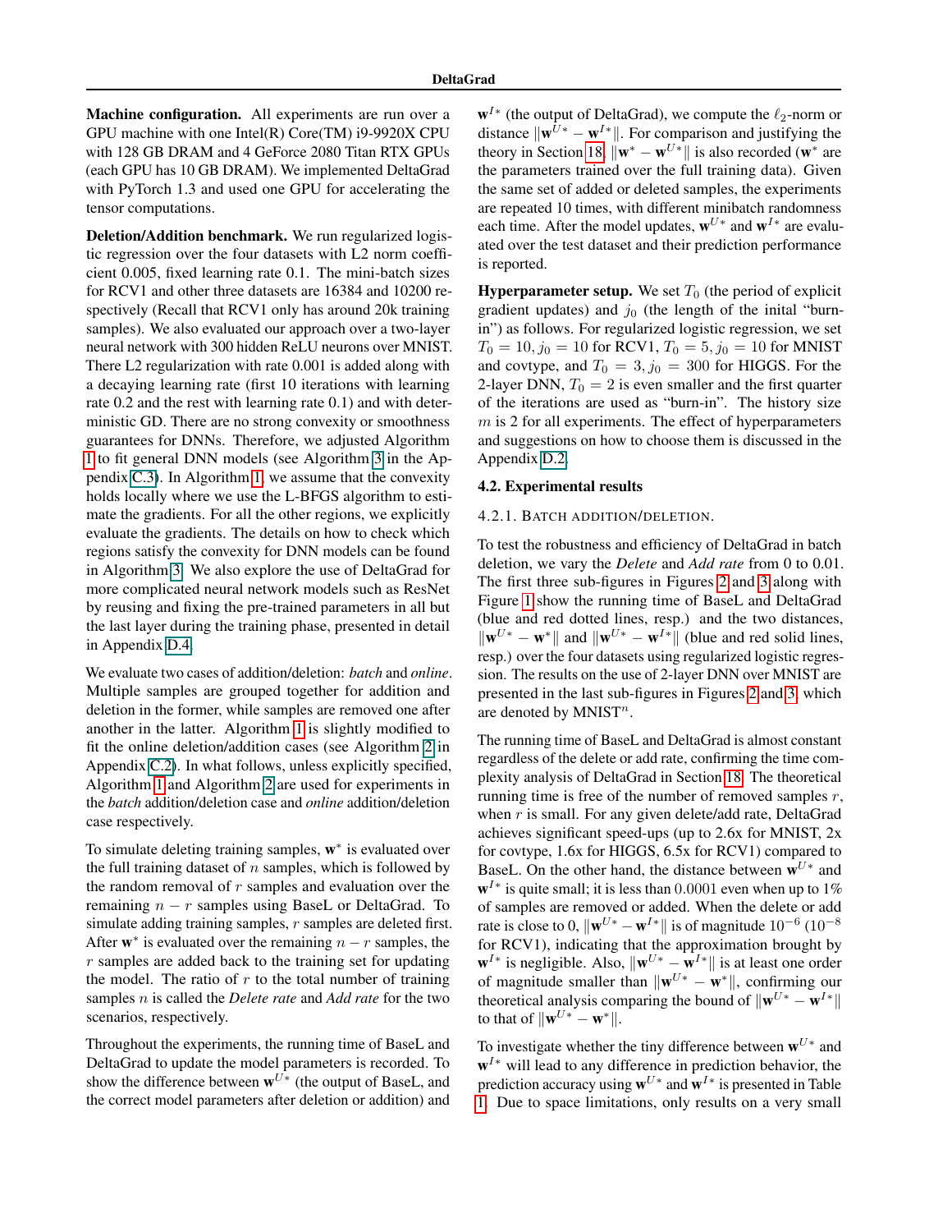**Machine configuration.** All experiments are run over a GPU machine with one Intel(R) Core(TM) i9-9920X CPU with 128 GB DRAM and 4 GeForce 2080 Titan RTX GPUs (each GPU has 10 GB DRAM). We implemented DeltaGrad with PyTorch 1.3 and used one GPU for accelerating the tensor computations.

**Deletion/Addition benchmark.** We run regularized logistic regression over the four datasets with L2 norm coefficient 0.005, fixed learning rate 0.1. The mini-batch sizes for RCV1 and other three datasets are 16384 and 10200 respectively (Recall that RCV1 only has around 20k training samples). We also evaluated our approach over a two-layer neural network with 300 hidden ReLU neurons over MNIST. There L2 regularization with rate 0.001 is added along with a decaying learning rate (first 10 iterations with learning rate 0.2 and the rest with learning rate 0.1) and with deterministic GD. There are no strong convexity or smoothness guarantees for DNNs. Therefore, we adjusted Algorithm 1 to fit general DNN models (see Algorithm 3 in the Appendix C.3). In Algorithm 1, we assume that the convexity holds locally where we use the L-BFGS algorithm to estimate the gradients. For all the other regions, we explicitly evaluate the gradients. The details on how to check which regions satisfy the convexity for DNN models can be found in Algorithm 3. We also explore the use of DeltaGrad for more complicated neural network models such as ResNet by reusing and fixing the pre-trained parameters in all but the last layer during the training phase, presented in detail in Appendix D.4.

We evaluate two cases of addition/deletion: *batch* and *online*. Multiple samples are grouped together for addition and deletion in the former, while samples are removed one after another in the latter. Algorithm 1 is slightly modified to fit the online deletion/addition cases (see Algorithm 2 in Appendix C.2). In what follows, unless explicitly specified, Algorithm 1 and Algorithm 2 are used for experiments in the *batch* addition/deletion case and *online* addition/deletion case respectively.

To simulate deleting training samples, $\mathbf{w}^*$ is evaluated over the full training dataset of $n$ samples, which is followed by the random removal of $r$ samples and evaluation over the remaining $n-r$ samples using BaseL or DeltaGrad. To simulate adding training samples, $r$ samples are deleted first. After $\mathbf{w}^*$ is evaluated over the remaining $n-r$ samples, the $r$ samples are added back to the training set for updating the model. The ratio of $r$ to the total number of training samples $n$ is called the *Delete rate* and *Add rate* for the two scenarios, respectively.

Throughout the experiments, the running time of BaseL and DeltaGrad to update the model parameters is recorded. To show the difference between $\mathbf{w}^{U*}$ (the output of BaseL, and the correct model parameters after deletion or addition) and $\mathbf{w}^{I*}$ (the output of DeltaGrad), we compute the $\ell_2$-norm or distance $\|\mathbf{w}^{U*} - \mathbf{w}^{I*}\|$. For comparison and justifying the theory in Section 18, $\|\mathbf{w}^* - \mathbf{w}^{U*}\|$ is also recorded ($\mathbf{w}^*$ are the parameters trained over the full training data). Given the same set of added or deleted samples, the experiments are repeated 10 times, with different minibatch randomness each time. After the model updates, $\mathbf{w}^{U*}$ and $\mathbf{w}^{I*}$ are evaluated over the test dataset and their prediction performance is reported.

**Hyperparameter setup.** We set $T_0$ (the period of explicit gradient updates) and $j_0$ (the length of the inital "burn-in") as follows. For regularized logistic regression, we set $T_0 = 10, j_0 = 10$ for RCV1, $T_0 = 5, j_0 = 10$ for MNIST and covtype, and $T_0 = 3, j_0 = 300$ for HIGGS. For the 2-layer DNN, $T_0 = 2$ is even smaller and the first quarter of the iterations are used as "burn-in". The history size $m$ is 2 for all experiments. The effect of hyperparameters and suggestions on how to choose them is discussed in the Appendix D.2.

## 4.2. Experimental results

### 4.2.1. Batch addition/deletion.

To test the robustness and efficiency of DeltaGrad in batch deletion, we vary the *Delete* and *Add rate* from 0 to 0.01. The first three sub-figures in Figures 2 and 3 along with Figure 1 show the running time of BaseL and DeltaGrad (blue and red dotted lines, resp.) and the two distances, $\|\mathbf{w}^{U*} - \mathbf{w}^*\|$ and $\|\mathbf{w}^{U*} - \mathbf{w}^{I*}\|$ (blue and red solid lines, resp.) over the four datasets using regularized logistic regression. The results on the use of 2-layer DNN over MNIST are presented in the last sub-figures in Figures 2 and 3, which are denoted by MNIST$^n$.

The running time of BaseL and DeltaGrad is almost constant regardless of the delete or add rate, confirming the time complexity analysis of DeltaGrad in Section 18. The theoretical running time is free of the number of removed samples $r$, when $r$ is small. For any given delete/add rate, DeltaGrad achieves significant speed-ups (up to 2.6x for MNIST, 2x for covtype, 1.6x for HIGGS, 6.5x for RCV1) compared to BaseL. On the other hand, the distance between $\mathbf{w}^{U*}$ and $\mathbf{w}^{I*}$ is quite small; it is less than $0.0001$ even when up to 1% of samples are removed or added. When the delete or add rate is close to 0, $\|\mathbf{w}^{U*} - \mathbf{w}^{I*}\|$ is of magnitude $10^{-6}$ ($10^{-8}$ for RCV1), indicating that the approximation brought by $\mathbf{w}^{I*}$ is negligible. Also, $\|\mathbf{w}^{U*} - \mathbf{w}^{I*}\|$ is at least one order of magnitude smaller than $\|\mathbf{w}^{U*} - \mathbf{w}^*\|$, confirming our theoretical analysis comparing the bound of $\|\mathbf{w}^{U*} - \mathbf{w}^{I*}\|$ to that of $\|\mathbf{w}^{U*} - \mathbf{w}^*\|$.

To investigate whether the tiny difference between $\mathbf{w}^{U*}$ and $\mathbf{w}^{I*}$ will lead to any difference in prediction behavior, the prediction accuracy using $\mathbf{w}^{U*}$ and $\mathbf{w}^{I*}$ is presented in Table 1. Due to space limitations, only results on a very small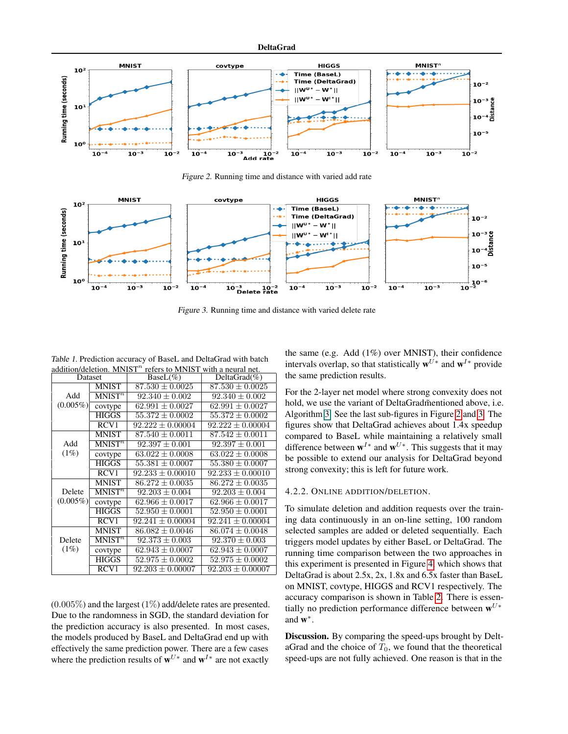Figure 2. Running time and distance with varied add rate

Figure 3. Running time and distance with varied delete rate

Table 1. Prediction accuracy of BaseL and DeltaGrad with batch addition/deletion. MNIST$^n$ refers to MNIST with a neural net.

| Dataset | | BaseL(%) | DeltaGrad(%) |
|---|---|---|---|
| Add (0.005%) | MNIST | 87.530 ± 0.0025 | 87.530 ± 0.0025 |
| | MNIST$^n$ | 92.340 ± 0.002 | 92.340 ± 0.002 |
| | covtype | 62.991 ± 0.0027 | 62.991 ± 0.0027 |
| | HIGGS | 55.372 ± 0.0002 | 55.372 ± 0.0002 |
| | RCV1 | 92.222 ± 0.00004 | 92.222 ± 0.00004 |
| Add (1%) | MNIST | 87.540 ± 0.0011 | 87.542 ± 0.0011 |
| | MNIST$^n$ | 92.397 ± 0.001 | 92.397 ± 0.001 |
| | covtype | 63.022 ± 0.0008 | 63.022 ± 0.0008 |
| | HIGGS | 55.381 ± 0.0007 | 55.380 ± 0.0007 |
| | RCV1 | 92.233 ± 0.00010 | 92.233 ± 0.00010 |
| Delete (0.005%) | MNIST | 86.272 ± 0.0035 | 86.272 ± 0.0035 |
| | MNIST$^n$ | 92.203 ± 0.004 | 92.203 ± 0.004 |
| | covtype | 62.966 ± 0.0017 | 62.966 ± 0.0017 |
| | HIGGS | 52.950 ± 0.0001 | 52.950 ± 0.0001 |
| | RCV1 | 92.241 ± 0.00004 | 92.241 ± 0.00004 |
| Delete (1%) | MNIST | 86.082 ± 0.0046 | 86.074 ± 0.0048 |
| | MNIST$^n$ | 92.373 ± 0.003 | 92.370 ± 0.003 |
| | covtype | 62.943 ± 0.0007 | 62.943 ± 0.0007 |
| | HIGGS | 52.975 ± 0.0002 | 52.975 ± 0.0002 |
| | RCV1 | 92.203 ± 0.00007 | 92.203 ± 0.00007 |

(0.005%) and the largest (1%) add/delete rates are presented. Due to the randomness in SGD, the standard deviation for the prediction accuracy is also presented. In most cases, the models produced by BaseL and DeltaGrad end up with effectively the same prediction power. There are a few cases where the prediction results of $\mathbf{w}^{U*}$ and $\mathbf{w}^{I*}$ are not exactly the same (e.g. Add (1%) over MNIST), their confidence intervals overlap, so that statistically $\mathbf{w}^{U*}$ and $\mathbf{w}^{I*}$ provide the same prediction results.

For the 2-layer net model where strong convexity does not hold, we use the variant of DeltaGrad mentioned above, i.e. Algorithm 3. See the last sub-figures in Figure 2 and 3. The figures show that DeltaGrad achieves about 1.4x speedup compared to BaseL while maintaining a relatively small difference between $\mathbf{w}^{I*}$ and $\mathbf{w}^{U*}$. This suggests that it may be possible to extend our analysis for DeltaGrad beyond strong convexity; this is left for future work.

#### 4.2.2. Online addition/deletion.

To simulate deletion and addition requests over the training data continuously in an on-line setting, 100 random selected samples are added or deleted sequentially. Each triggers model updates by either BaseL or DeltaGrad. The running time comparison between the two approaches in this experiment is presented in Figure 4, which shows that DeltaGrad is about 2.5x, 2x, 1.8x and 6.5x faster than BaseL on MNIST, covtype, HIGGS and RCV1 respectively. The accuracy comparison is shown in Table 2. There is essentially no prediction performance difference between $\mathbf{w}^{U*}$ and $\mathbf{w}^*$.

**Discussion.** By comparing the speed-ups brought by DeltaGrad and the choice of $T_0$, we found that the theoretical speed-ups are not fully achieved. One reason is that in the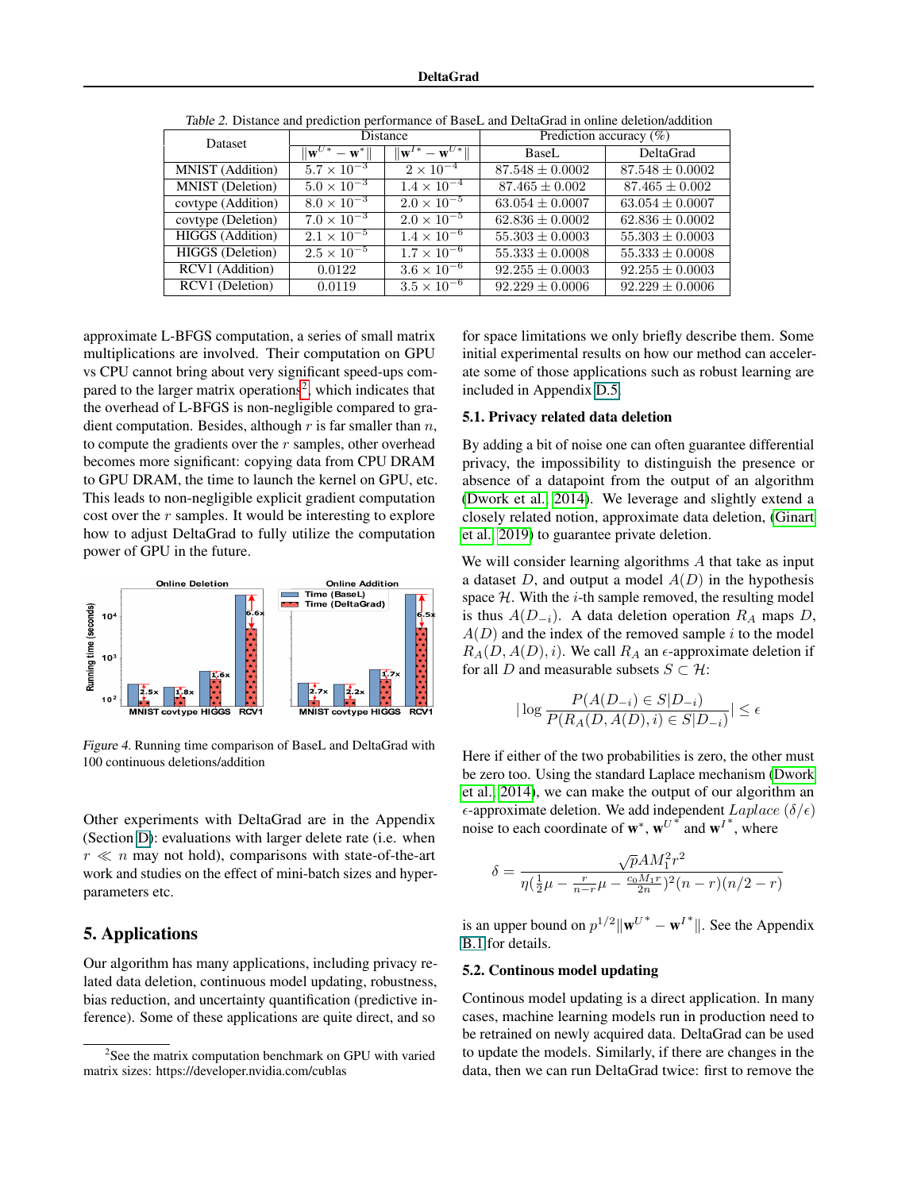Table 2. Distance and prediction performance of BaseL and DeltaGrad in online deletion/addition

| Dataset | Distance | | Prediction accuracy (%) | |
|---|---|---|---|---|
| | $\lVert \mathbf{w}^{U*} - \mathbf{w}^* \rVert$ | $\lVert \mathbf{w}^{I*} - \mathbf{w}^{U*} \rVert$ | BaseL | DeltaGrad |
| MNIST (Addition) | $5.7 \times 10^{-3}$ | $2 \times 10^{-4}$ | $87.548 \pm 0.0002$ | $87.548 \pm 0.0002$ |
| MNIST (Deletion) | $5.0 \times 10^{-3}$ | $1.4 \times 10^{-4}$ | $87.465 \pm 0.002$ | $87.465 \pm 0.002$ |
| covtype (Addition) | $8.0 \times 10^{-3}$ | $2.0 \times 10^{-5}$ | $63.054 \pm 0.0007$ | $63.054 \pm 0.0007$ |
| covtype (Deletion) | $7.0 \times 10^{-3}$ | $2.0 \times 10^{-5}$ | $62.836 \pm 0.0002$ | $62.836 \pm 0.0002$ |
| HIGGS (Addition) | $2.1 \times 10^{-5}$ | $1.4 \times 10^{-6}$ | $55.303 \pm 0.0003$ | $55.303 \pm 0.0003$ |
| HIGGS (Deletion) | $2.5 \times 10^{-5}$ | $1.7 \times 10^{-6}$ | $55.333 \pm 0.0008$ | $55.333 \pm 0.0008$ |
| RCV1 (Addition) | 0.0122 | $3.6 \times 10^{-6}$ | $92.255 \pm 0.0003$ | $92.255 \pm 0.0003$ |
| RCV1 (Deletion) | 0.0119 | $3.5 \times 10^{-6}$ | $92.229 \pm 0.0006$ | $92.229 \pm 0.0006$ |

approximate L-BFGS computation, a series of small matrix multiplications are involved. Their computation on GPU vs CPU cannot bring about very significant speed-ups compared to the larger matrix operations[2], which indicates that the overhead of L-BFGS is non-negligible compared to gradient computation. Besides, although $r$ is far smaller than $n$, to compute the gradients over the $r$ samples, other overhead becomes more significant: copying data from CPU DRAM to GPU DRAM, the time to launch the kernel on GPU, etc. This leads to non-negligible explicit gradient computation cost over the $r$ samples. It would be interesting to explore how to adjust DeltaGrad to fully utilize the computation power of GPU in the future.

Figure 4. Running time comparison of BaseL and DeltaGrad with 100 continuous deletions/addition

Other experiments with DeltaGrad are in the Appendix (Section D): evaluations with larger delete rate (i.e. when $r \ll n$ may not hold), comparisons with state-of-the-art work and studies on the effect of mini-batch sizes and hyperparameters etc.

## 5. Applications

Our algorithm has many applications, including privacy related data deletion, continuous model updating, robustness, bias reduction, and uncertainty quantification (predictive inference). Some of these applications are quite direct, and so for space limitations we only briefly describe them. Some initial experimental results on how our method can accelerate some of those applications such as robust learning are included in Appendix D.5.

### 5.1. Privacy related data deletion

By adding a bit of noise one can often guarantee differential privacy, the impossibility to distinguish the presence or absence of a datapoint from the output of an algorithm (Dwork et al., 2014). We leverage and slightly extend a closely related notion, approximate data deletion, (Ginart et al., 2019) to guarantee private deletion.

We will consider learning algorithms $A$ that take as input a dataset $D$, and output a model $A(D)$ in the hypothesis space $\mathcal{H}$. With the $i$-th sample removed, the resulting model is thus $A(D_{-i})$. A data deletion operation $R_A$ maps $D$, $A(D)$ and the index of the removed sample $i$ to the model $R_A(D, A(D), i)$. We call $R_A$ an $\epsilon$-approximate deletion if for all $D$ and measurable subsets $S \subset \mathcal{H}$:

$$\left| \log \frac{P(A(D_{-i}) \in S | D_{-i})}{P(R_A(D, A(D), i) \in S | D_{-i})} \right| \leq \epsilon$$

Here if either of the two probabilities is zero, the other must be zero too. Using the standard Laplace mechanism (Dwork et al., 2014), we can make the output of our algorithm an $\epsilon$-approximate deletion. We add independent $Laplace\ (\delta/\epsilon)$ noise to each coordinate of $\mathbf{w}^*$, $\mathbf{w}^{U^*}$ and $\mathbf{w}^{I^*}$, where

$$\delta = \frac{\sqrt{p} A M_1^2 r^2}{\eta(\frac{1}{2}\mu - \frac{r}{n-r}\mu - \frac{c_0 M_1 r}{2n})^2 (n-r)(n/2 - r)}$$

is an upper bound on $p^{1/2}\lVert \mathbf{w}^{U^*} - \mathbf{w}^{I^*} \rVert$. See the Appendix B.1 for details.

### 5.2. Continous model updating

Continous model updating is a direct application. In many cases, machine learning models run in production need to be retrained on newly acquired data. DeltaGrad can be used to update the models. Similarly, if there are changes in the data, then we can run DeltaGrad twice: first to remove the

[2] See the matrix computation benchmark on GPU with varied matrix sizes: https://developer.nvidia.com/cublas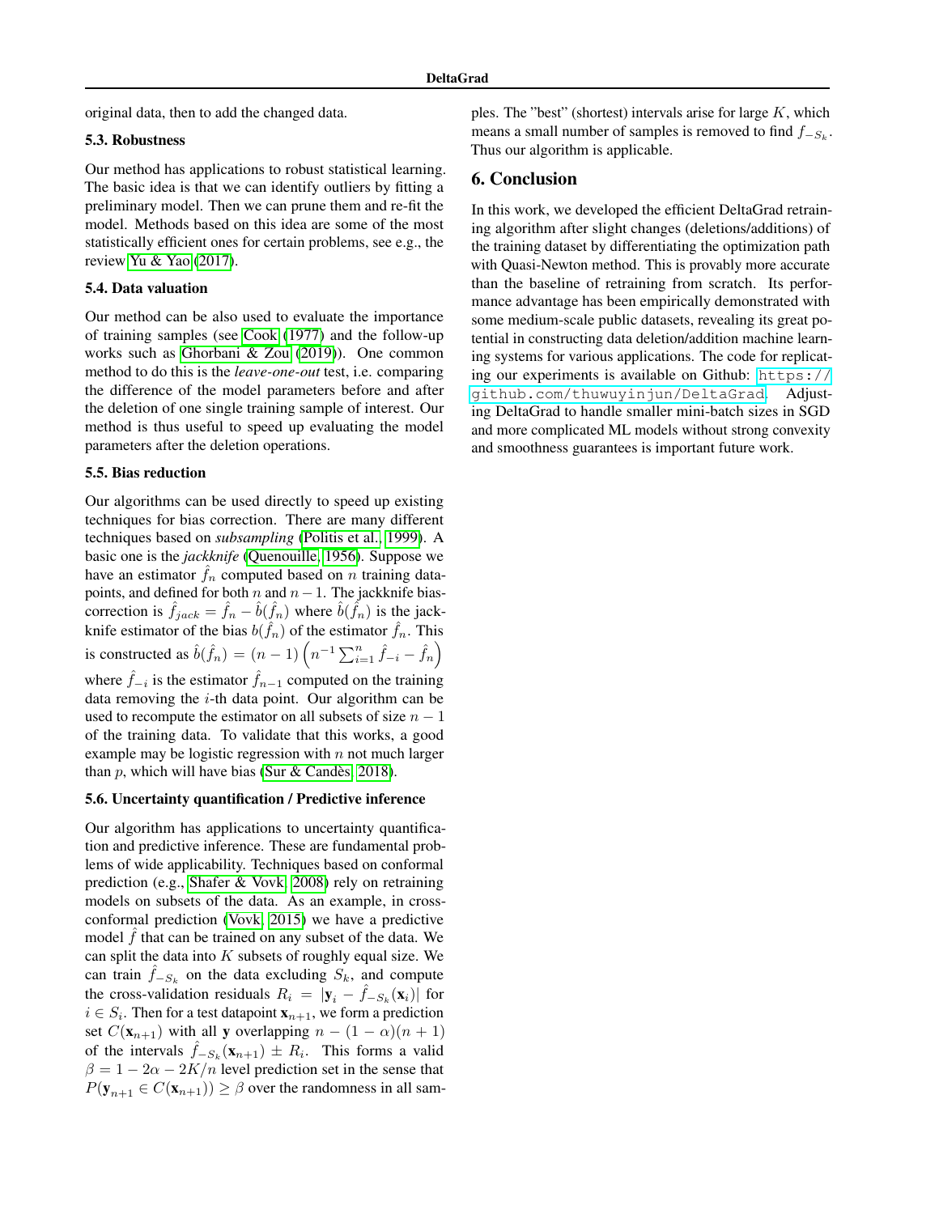original data, then to add the changed data.

### 5.3. Robustness

Our method has applications to robust statistical learning. The basic idea is that we can identify outliers by fitting a preliminary model. Then we can prune them and re-fit the model. Methods based on this idea are some of the most statistically efficient ones for certain problems, see e.g., the review Yu & Yao (2017).

### 5.4. Data valuation

Our method can be also used to evaluate the importance of training samples (see Cook (1977) and the follow-up works such as Ghorbani & Zou (2019)). One common method to do this is the *leave-one-out* test, i.e. comparing the difference of the model parameters before and after the deletion of one single training sample of interest. Our method is thus useful to speed up evaluating the model parameters after the deletion operations.

### 5.5. Bias reduction

Our algorithms can be used directly to speed up existing techniques for bias correction. There are many different techniques based on *subsampling* (Politis et al., 1999). A basic one is the *jackknife* (Quenouille, 1956). Suppose we have an estimator $\hat{f}_n$ computed based on $n$ training datapoints, and defined for both $n$ and $n-1$. The jackknife bias-correction is $\hat{f}_{jack} = \hat{f}_n - \hat{b}(\hat{f}_n)$ where $\hat{b}(\hat{f}_n)$ is the jackknife estimator of the bias $b(\hat{f}_n)$ of the estimator $\hat{f}_n$. This is constructed as $\hat{b}(\hat{f}_n) = (n-1)\left(n^{-1}\sum_{i=1}^{n}\hat{f}_{-i} - \hat{f}_n\right)$ where $\hat{f}_{-i}$ is the estimator $\hat{f}_{n-1}$ computed on the training data removing the $i$-th data point. Our algorithm can be used to recompute the estimator on all subsets of size $n-1$ of the training data. To validate that this works, a good example may be logistic regression with $n$ not much larger than $p$, which will have bias (Sur & Candès, 2018).

### 5.6. Uncertainty quantification / Predictive inference

Our algorithm has applications to uncertainty quantification and predictive inference. These are fundamental problems of wide applicability. Techniques based on conformal prediction (e.g., Shafer & Vovk, 2008) rely on retraining models on subsets of the data. As an example, in cross-conformal prediction (Vovk, 2015) we have a predictive model $\hat{f}$ that can be trained on any subset of the data. We can split the data into $K$ subsets of roughly equal size. We can train $\hat{f}_{-S_k}$ on the data excluding $S_k$, and compute the cross-validation residuals $R_i = |\mathbf{y}_i - \hat{f}_{-S_k}(\mathbf{x}_i)|$ for $i \in S_i$. Then for a test datapoint $\mathbf{x}_{n+1}$, we form a prediction set $C(\mathbf{x}_{n+1})$ with all $\mathbf{y}$ overlapping $n-(1-\alpha)(n+1)$ of the intervals $\hat{f}_{-S_k}(\mathbf{x}_{n+1}) \pm R_i$. This forms a valid $\beta = 1 - 2\alpha - 2K/n$ level prediction set in the sense that $P(\mathbf{y}_{n+1} \in C(\mathbf{x}_{n+1})) \geq \beta$ over the randomness in all samples. The "best" (shortest) intervals arise for large $K$, which means a small number of samples is removed to find $f_{-S_k}$. Thus our algorithm is applicable.

## 6. Conclusion

In this work, we developed the efficient DeltaGrad retraining algorithm after slight changes (deletions/additions) of the training dataset by differentiating the optimization path with Quasi-Newton method. This is provably more accurate than the baseline of retraining from scratch. Its performance advantage has been empirically demonstrated with some medium-scale public datasets, revealing its great potential in constructing data deletion/addition machine learning systems for various applications. The code for replicating our experiments is available on Github: https://github.com/thuwuyinjun/DeltaGrad. Adjusting DeltaGrad to handle smaller mini-batch sizes in SGD and more complicated ML models without strong convexity and smoothness guarantees is important future work.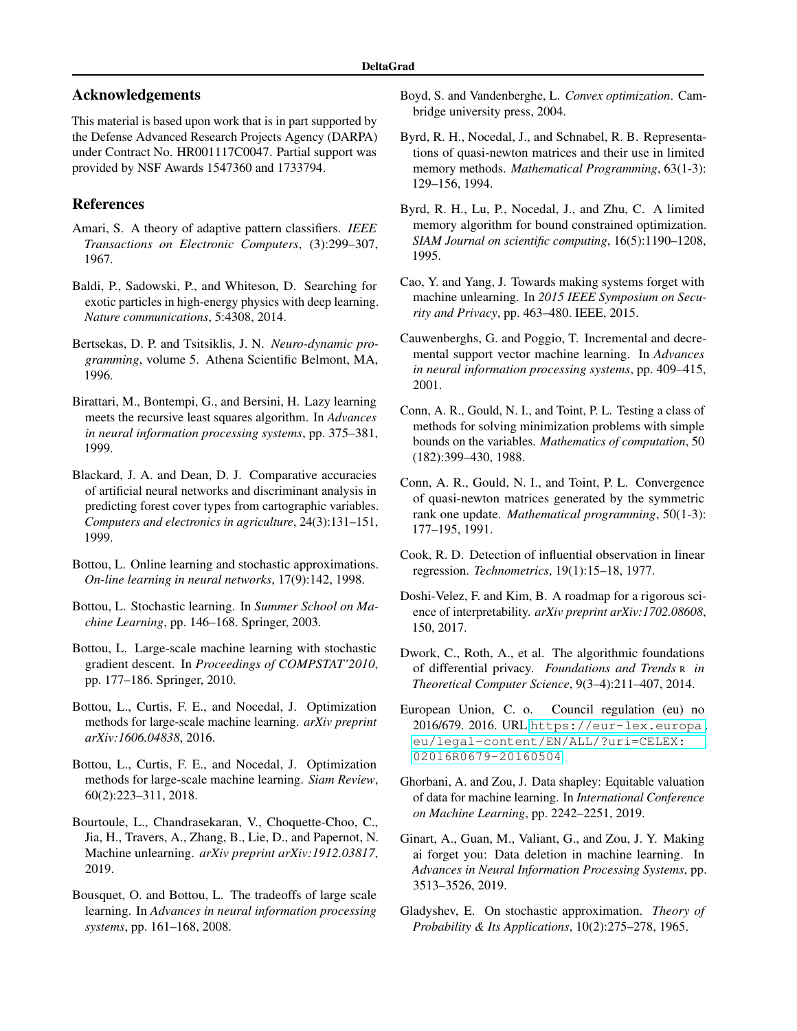## Acknowledgements

This material is based upon work that is in part supported by the Defense Advanced Research Projects Agency (DARPA) under Contract No. HR001117C0047. Partial support was provided by NSF Awards 1547360 and 1733794.

## References

Amari, S. A theory of adaptive pattern classifiers. *IEEE Transactions on Electronic Computers*, (3):299–307, 1967.

Baldi, P., Sadowski, P., and Whiteson, D. Searching for exotic particles in high-energy physics with deep learning. *Nature communications*, 5:4308, 2014.

Bertsekas, D. P. and Tsitsiklis, J. N. *Neuro-dynamic programming*, volume 5. Athena Scientific Belmont, MA, 1996.

Birattari, M., Bontempi, G., and Bersini, H. Lazy learning meets the recursive least squares algorithm. In *Advances in neural information processing systems*, pp. 375–381, 1999.

Blackard, J. A. and Dean, D. J. Comparative accuracies of artificial neural networks and discriminant analysis in predicting forest cover types from cartographic variables. *Computers and electronics in agriculture*, 24(3):131–151, 1999.

Bottou, L. Online learning and stochastic approximations. *On-line learning in neural networks*, 17(9):142, 1998.

Bottou, L. Stochastic learning. In *Summer School on Machine Learning*, pp. 146–168. Springer, 2003.

Bottou, L. Large-scale machine learning with stochastic gradient descent. In *Proceedings of COMPSTAT'2010*, pp. 177–186. Springer, 2010.

Bottou, L., Curtis, F. E., and Nocedal, J. Optimization methods for large-scale machine learning. *arXiv preprint arXiv:1606.04838*, 2016.

Bottou, L., Curtis, F. E., and Nocedal, J. Optimization methods for large-scale machine learning. *Siam Review*, 60(2):223–311, 2018.

Bourtoule, L., Chandrasekaran, V., Choquette-Choo, C., Jia, H., Travers, A., Zhang, B., Lie, D., and Papernot, N. Machine unlearning. *arXiv preprint arXiv:1912.03817*, 2019.

Bousquet, O. and Bottou, L. The tradeoffs of large scale learning. In *Advances in neural information processing systems*, pp. 161–168, 2008.

Boyd, S. and Vandenberghe, L. *Convex optimization*. Cambridge university press, 2004.

Byrd, R. H., Nocedal, J., and Schnabel, R. B. Representations of quasi-newton matrices and their use in limited memory methods. *Mathematical Programming*, 63(1-3): 129–156, 1994.

Byrd, R. H., Lu, P., Nocedal, J., and Zhu, C. A limited memory algorithm for bound constrained optimization. *SIAM Journal on scientific computing*, 16(5):1190–1208, 1995.

Cao, Y. and Yang, J. Towards making systems forget with machine unlearning. In *2015 IEEE Symposium on Security and Privacy*, pp. 463–480. IEEE, 2015.

Cauwenberghs, G. and Poggio, T. Incremental and decremental support vector machine learning. In *Advances in neural information processing systems*, pp. 409–415, 2001.

Conn, A. R., Gould, N. I., and Toint, P. L. Testing a class of methods for solving minimization problems with simple bounds on the variables. *Mathematics of computation*, 50 (182):399–430, 1988.

Conn, A. R., Gould, N. I., and Toint, P. L. Convergence of quasi-newton matrices generated by the symmetric rank one update. *Mathematical programming*, 50(1-3): 177–195, 1991.

Cook, R. D. Detection of influential observation in linear regression. *Technometrics*, 19(1):15–18, 1977.

Doshi-Velez, F. and Kim, B. A roadmap for a rigorous science of interpretability. *arXiv preprint arXiv:1702.08608*, 150, 2017.

Dwork, C., Roth, A., et al. The algorithmic foundations of differential privacy. *Foundations and Trends® in Theoretical Computer Science*, 9(3–4):211–407, 2014.

European Union, C. o. Council regulation (eu) no 2016/679. 2016. URL https://eur-lex.europa.eu/legal-content/EN/ALL/?uri=CELEX:02016R0679-20160504.

Ghorbani, A. and Zou, J. Data shapley: Equitable valuation of data for machine learning. In *International Conference on Machine Learning*, pp. 2242–2251, 2019.

Ginart, A., Guan, M., Valiant, G., and Zou, J. Y. Making ai forget you: Data deletion in machine learning. In *Advances in Neural Information Processing Systems*, pp. 3513–3526, 2019.

Gladyshev, E. On stochastic approximation. *Theory of Probability & Its Applications*, 10(2):275–278, 1965.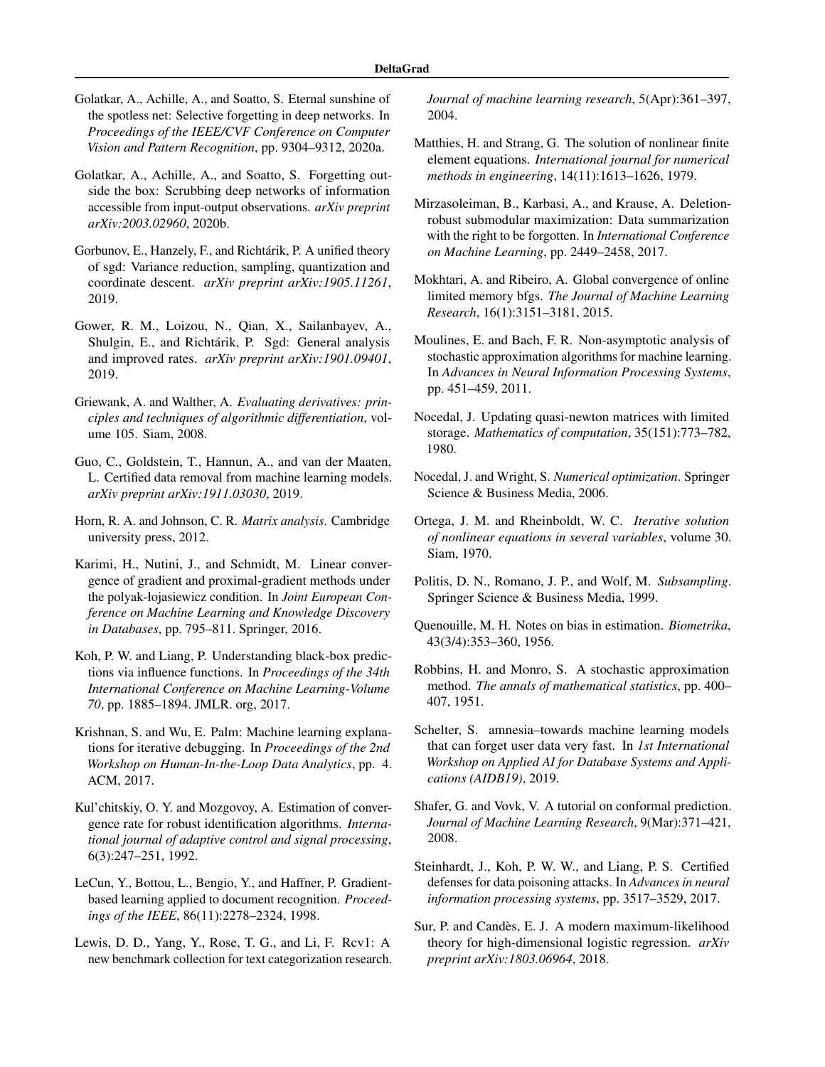Golatkar, A., Achille, A., and Soatto, S. Eternal sunshine of the spotless net: Selective forgetting in deep networks. In *Proceedings of the IEEE/CVF Conference on Computer Vision and Pattern Recognition*, pp. 9304–9312, 2020a.

Golatkar, A., Achille, A., and Soatto, S. Forgetting outside the box: Scrubbing deep networks of information accessible from input-output observations. *arXiv preprint arXiv:2003.02960*, 2020b.

Gorbunov, E., Hanzely, F., and Richtárik, P. A unified theory of sgd: Variance reduction, sampling, quantization and coordinate descent. *arXiv preprint arXiv:1905.11261*, 2019.

Gower, R. M., Loizou, N., Qian, X., Sailanbayev, A., Shulgin, E., and Richtárik, P. Sgd: General analysis and improved rates. *arXiv preprint arXiv:1901.09401*, 2019.

Griewank, A. and Walther, A. *Evaluating derivatives: principles and techniques of algorithmic differentiation*, volume 105. Siam, 2008.

Guo, C., Goldstein, T., Hannun, A., and van der Maaten, L. Certified data removal from machine learning models. *arXiv preprint arXiv:1911.03030*, 2019.

Horn, R. A. and Johnson, C. R. *Matrix analysis*. Cambridge university press, 2012.

Karimi, H., Nutini, J., and Schmidt, M. Linear convergence of gradient and proximal-gradient methods under the polyak-łojasiewicz condition. In *Joint European Conference on Machine Learning and Knowledge Discovery in Databases*, pp. 795–811. Springer, 2016.

Koh, P. W. and Liang, P. Understanding black-box predictions via influence functions. In *Proceedings of the 34th International Conference on Machine Learning-Volume 70*, pp. 1885–1894. JMLR. org, 2017.

Krishnan, S. and Wu, E. Palm: Machine learning explanations for iterative debugging. In *Proceedings of the 2nd Workshop on Human-In-the-Loop Data Analytics*, pp. 4. ACM, 2017.

Kul'chitskiy, O. Y. and Mozgovoy, A. Estimation of convergence rate for robust identification algorithms. *International journal of adaptive control and signal processing*, 6(3):247–251, 1992.

LeCun, Y., Bottou, L., Bengio, Y., and Haffner, P. Gradient-based learning applied to document recognition. *Proceedings of the IEEE*, 86(11):2278–2324, 1998.

Lewis, D. D., Yang, Y., Rose, T. G., and Li, F. Rcv1: A new benchmark collection for text categorization research. *Journal of machine learning research*, 5(Apr):361–397, 2004.

Matthies, H. and Strang, G. The solution of nonlinear finite element equations. *International journal for numerical methods in engineering*, 14(11):1613–1626, 1979.

Mirzasoleiman, B., Karbasi, A., and Krause, A. Deletion-robust submodular maximization: Data summarization with the right to be forgotten. In *International Conference on Machine Learning*, pp. 2449–2458, 2017.

Mokhtari, A. and Ribeiro, A. Global convergence of online limited memory bfgs. *The Journal of Machine Learning Research*, 16(1):3151–3181, 2015.

Moulines, E. and Bach, F. R. Non-asymptotic analysis of stochastic approximation algorithms for machine learning. In *Advances in Neural Information Processing Systems*, pp. 451–459, 2011.

Nocedal, J. Updating quasi-newton matrices with limited storage. *Mathematics of computation*, 35(151):773–782, 1980.

Nocedal, J. and Wright, S. *Numerical optimization*. Springer Science & Business Media, 2006.

Ortega, J. M. and Rheinboldt, W. C. *Iterative solution of nonlinear equations in several variables*, volume 30. Siam, 1970.

Politis, D. N., Romano, J. P., and Wolf, M. *Subsampling*. Springer Science & Business Media, 1999.

Quenouille, M. H. Notes on bias in estimation. *Biometrika*, 43(3/4):353–360, 1956.

Robbins, H. and Monro, S. A stochastic approximation method. *The annals of mathematical statistics*, pp. 400–407, 1951.

Schelter, S. amnesia–towards machine learning models that can forget user data very fast. In *1st International Workshop on Applied AI for Database Systems and Applications (AIDB19)*, 2019.

Shafer, G. and Vovk, V. A tutorial on conformal prediction. *Journal of Machine Learning Research*, 9(Mar):371–421, 2008.

Steinhardt, J., Koh, P. W. W., and Liang, P. S. Certified defenses for data poisoning attacks. In *Advances in neural information processing systems*, pp. 3517–3529, 2017.

Sur, P. and Candès, E. J. A modern maximum-likelihood theory for high-dimensional logistic regression. *arXiv preprint arXiv:1803.06964*, 2018.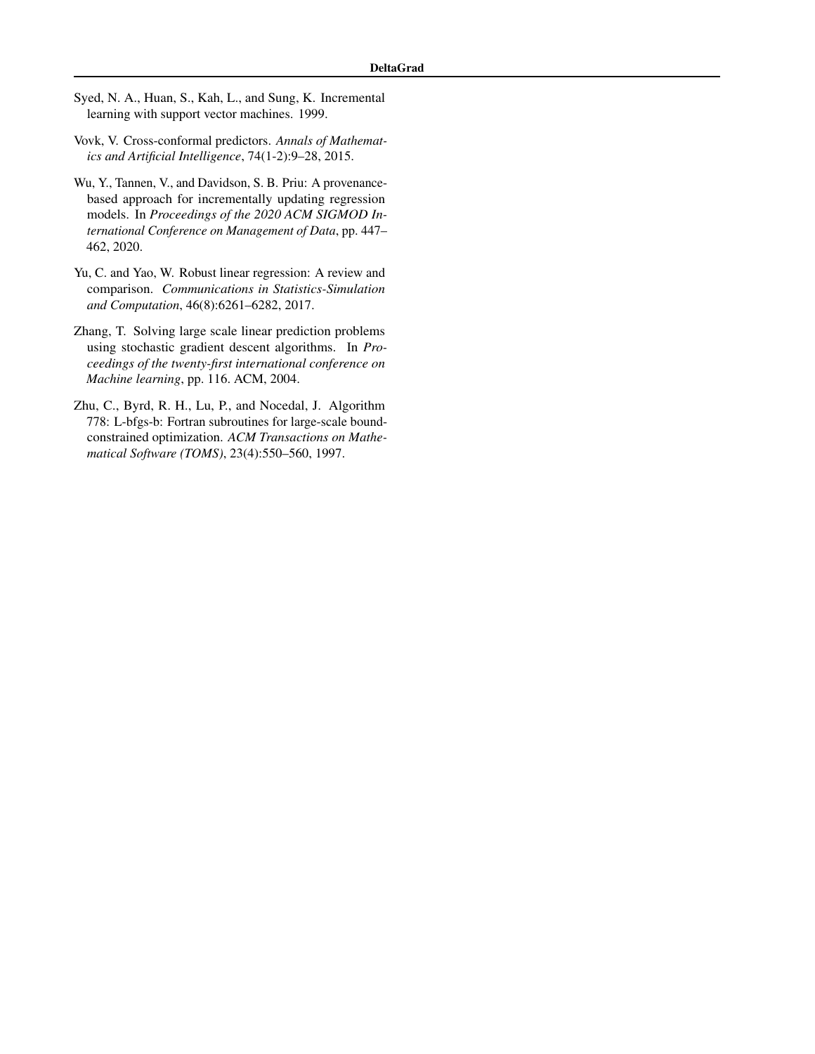Syed, N. A., Huan, S., Kah, L., and Sung, K. Incremental learning with support vector machines. 1999.

Vovk, V. Cross-conformal predictors. *Annals of Mathematics and Artificial Intelligence*, 74(1-2):9–28, 2015.

Wu, Y., Tannen, V., and Davidson, S. B. Priu: A provenance-based approach for incrementally updating regression models. In *Proceedings of the 2020 ACM SIGMOD International Conference on Management of Data*, pp. 447–462, 2020.

Yu, C. and Yao, W. Robust linear regression: A review and comparison. *Communications in Statistics-Simulation and Computation*, 46(8):6261–6282, 2017.

Zhang, T. Solving large scale linear prediction problems using stochastic gradient descent algorithms. In *Proceedings of the twenty-first international conference on Machine learning*, pp. 116. ACM, 2004.

Zhu, C., Byrd, R. H., Lu, P., and Nocedal, J. Algorithm 778: L-bfgs-b: Fortran subroutines for large-scale bound-constrained optimization. *ACM Transactions on Mathematical Software (TOMS)*, 23(4):550–560, 1997.